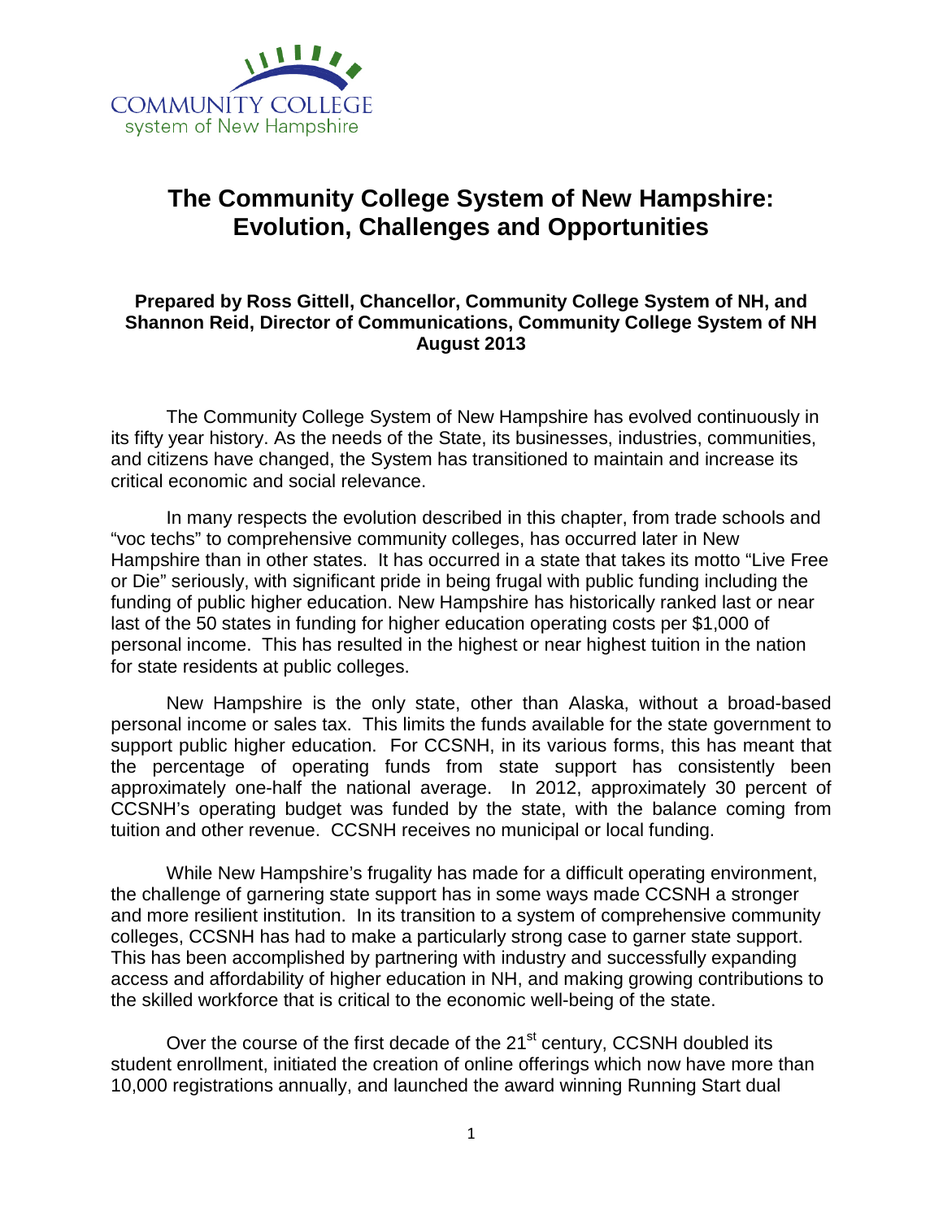COMMUNITY COLLEGE
system of New Hampshire

# The Community College System of New Hampshire: Evolution, Challenges and Opportunities

**Prepared by Ross Gittell, Chancellor, Community College System of NH, and Shannon Reid, Director of Communications, Community College System of NH**
**August 2013**

The Community College System of New Hampshire has evolved continuously in its fifty year history. As the needs of the State, its businesses, industries, communities, and citizens have changed, the System has transitioned to maintain and increase its critical economic and social relevance.

In many respects the evolution described in this chapter, from trade schools and "voc techs" to comprehensive community colleges, has occurred later in New Hampshire than in other states. It has occurred in a state that takes its motto "Live Free or Die" seriously, with significant pride in being frugal with public funding including the funding of public higher education. New Hampshire has historically ranked last or near last of the 50 states in funding for higher education operating costs per $1,000 of personal income. This has resulted in the highest or near highest tuition in the nation for state residents at public colleges.

New Hampshire is the only state, other than Alaska, without a broad-based personal income or sales tax. This limits the funds available for the state government to support public higher education. For CCSNH, in its various forms, this has meant that the percentage of operating funds from state support has consistently been approximately one-half the national average. In 2012, approximately 30 percent of CCSNH's operating budget was funded by the state, with the balance coming from tuition and other revenue. CCSNH receives no municipal or local funding.

While New Hampshire's frugality has made for a difficult operating environment, the challenge of garnering state support has in some ways made CCSNH a stronger and more resilient institution. In its transition to a system of comprehensive community colleges, CCSNH has had to make a particularly strong case to garner state support. This has been accomplished by partnering with industry and successfully expanding access and affordability of higher education in NH, and making growing contributions to the skilled workforce that is critical to the economic well-being of the state.

Over the course of the first decade of the 21st century, CCSNH doubled its student enrollment, initiated the creation of online offerings which now have more than 10,000 registrations annually, and launched the award winning Running Start dual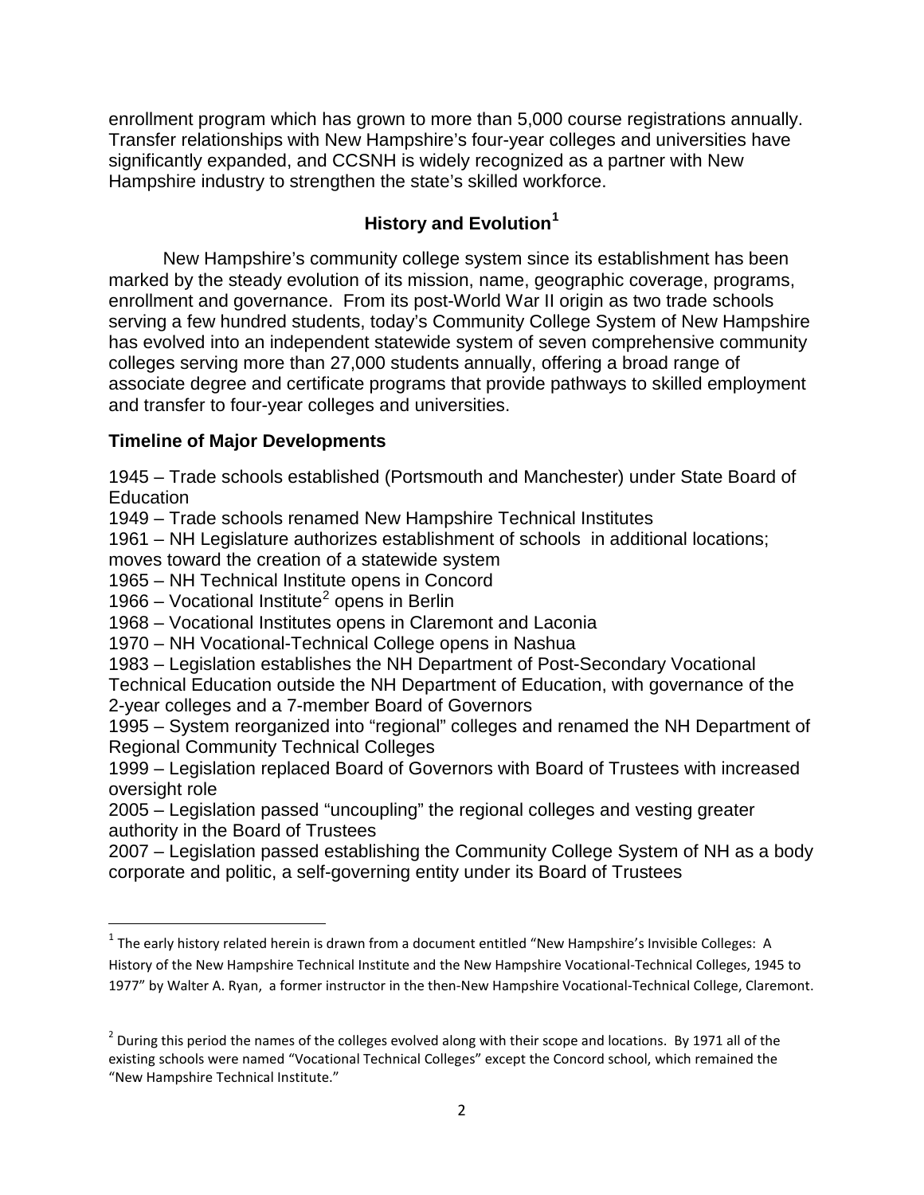enrollment program which has grown to more than 5,000 course registrations annually. Transfer relationships with New Hampshire's four-year colleges and universities have significantly expanded, and CCSNH is widely recognized as a partner with New Hampshire industry to strengthen the state's skilled workforce.

## History and Evolution[1]

New Hampshire's community college system since its establishment has been marked by the steady evolution of its mission, name, geographic coverage, programs, enrollment and governance. From its post-World War II origin as two trade schools serving a few hundred students, today's Community College System of New Hampshire has evolved into an independent statewide system of seven comprehensive community colleges serving more than 27,000 students annually, offering a broad range of associate degree and certificate programs that provide pathways to skilled employment and transfer to four-year colleges and universities.

### Timeline of Major Developments

1945 – Trade schools established (Portsmouth and Manchester) under State Board of Education
1949 – Trade schools renamed New Hampshire Technical Institutes
1961 – NH Legislature authorizes establishment of schools in additional locations; moves toward the creation of a statewide system
1965 – NH Technical Institute opens in Concord
1966 – Vocational Institute[2] opens in Berlin
1968 – Vocational Institutes opens in Claremont and Laconia
1970 – NH Vocational-Technical College opens in Nashua
1983 – Legislation establishes the NH Department of Post-Secondary Vocational Technical Education outside the NH Department of Education, with governance of the 2-year colleges and a 7-member Board of Governors
1995 – System reorganized into "regional" colleges and renamed the NH Department of Regional Community Technical Colleges
1999 – Legislation replaced Board of Governors with Board of Trustees with increased oversight role
2005 – Legislation passed "uncoupling" the regional colleges and vesting greater authority in the Board of Trustees
2007 – Legislation passed establishing the Community College System of NH as a body corporate and politic, a self-governing entity under its Board of Trustees

---

[1] The early history related herein is drawn from a document entitled "New Hampshire's Invisible Colleges: A History of the New Hampshire Technical Institute and the New Hampshire Vocational-Technical Colleges, 1945 to 1977" by Walter A. Ryan, a former instructor in the then-New Hampshire Vocational-Technical College, Claremont.

[2] During this period the names of the colleges evolved along with their scope and locations. By 1971 all of the existing schools were named "Vocational Technical Colleges" except the Concord school, which remained the "New Hampshire Technical Institute."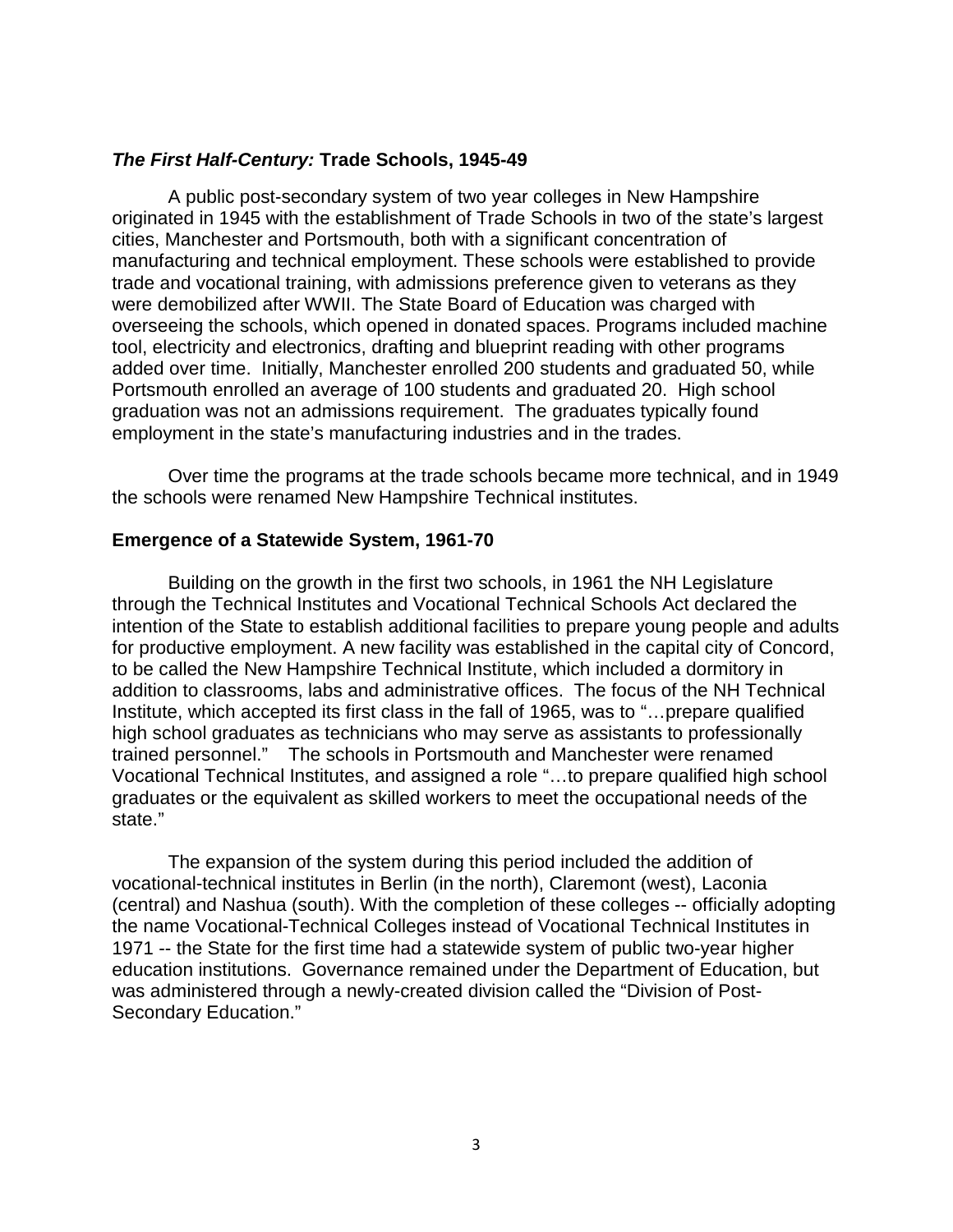### *The First Half-Century:* Trade Schools, 1945-49

A public post-secondary system of two year colleges in New Hampshire originated in 1945 with the establishment of Trade Schools in two of the state's largest cities, Manchester and Portsmouth, both with a significant concentration of manufacturing and technical employment. These schools were established to provide trade and vocational training, with admissions preference given to veterans as they were demobilized after WWII. The State Board of Education was charged with overseeing the schools, which opened in donated spaces. Programs included machine tool, electricity and electronics, drafting and blueprint reading with other programs added over time. Initially, Manchester enrolled 200 students and graduated 50, while Portsmouth enrolled an average of 100 students and graduated 20. High school graduation was not an admissions requirement. The graduates typically found employment in the state's manufacturing industries and in the trades.

Over time the programs at the trade schools became more technical, and in 1949 the schools were renamed New Hampshire Technical institutes.

### Emergence of a Statewide System, 1961-70

Building on the growth in the first two schools, in 1961 the NH Legislature through the Technical Institutes and Vocational Technical Schools Act declared the intention of the State to establish additional facilities to prepare young people and adults for productive employment. A new facility was established in the capital city of Concord, to be called the New Hampshire Technical Institute, which included a dormitory in addition to classrooms, labs and administrative offices. The focus of the NH Technical Institute, which accepted its first class in the fall of 1965, was to "…prepare qualified high school graduates as technicians who may serve as assistants to professionally trained personnel." The schools in Portsmouth and Manchester were renamed Vocational Technical Institutes, and assigned a role "…to prepare qualified high school graduates or the equivalent as skilled workers to meet the occupational needs of the state."

The expansion of the system during this period included the addition of vocational-technical institutes in Berlin (in the north), Claremont (west), Laconia (central) and Nashua (south). With the completion of these colleges -- officially adopting the name Vocational-Technical Colleges instead of Vocational Technical Institutes in 1971 -- the State for the first time had a statewide system of public two-year higher education institutions. Governance remained under the Department of Education, but was administered through a newly-created division called the "Division of Post-Secondary Education."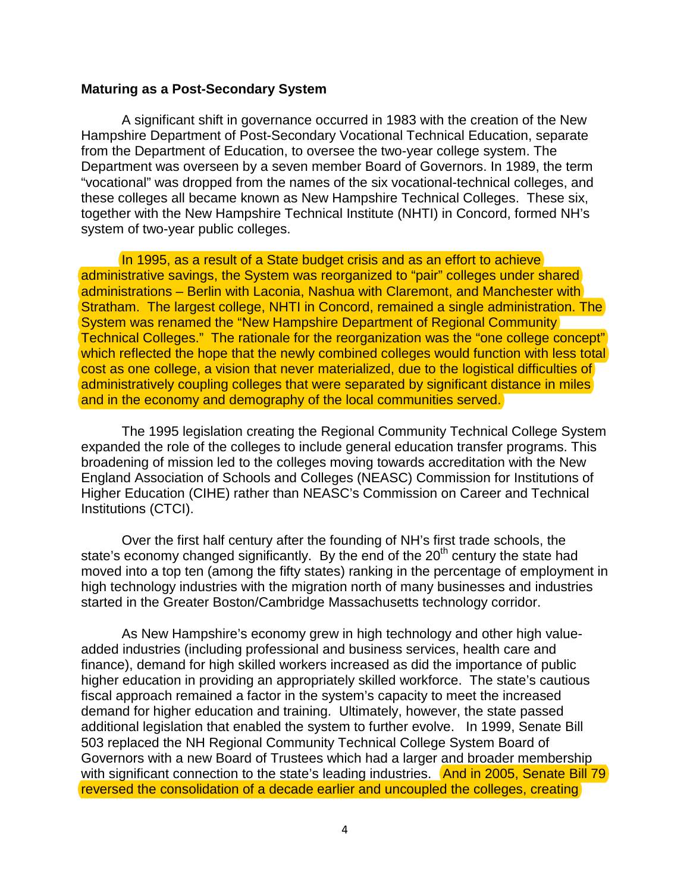**Maturing as a Post-Secondary System**

A significant shift in governance occurred in 1983 with the creation of the New Hampshire Department of Post-Secondary Vocational Technical Education, separate from the Department of Education, to oversee the two-year college system. The Department was overseen by a seven member Board of Governors. In 1989, the term "vocational" was dropped from the names of the six vocational-technical colleges, and these colleges all became known as New Hampshire Technical Colleges. These six, together with the New Hampshire Technical Institute (NHTI) in Concord, formed NH's system of two-year public colleges.

In 1995, as a result of a State budget crisis and as an effort to achieve administrative savings, the System was reorganized to "pair" colleges under shared administrations – Berlin with Laconia, Nashua with Claremont, and Manchester with Stratham. The largest college, NHTI in Concord, remained a single administration. The System was renamed the "New Hampshire Department of Regional Community Technical Colleges." The rationale for the reorganization was the "one college concept" which reflected the hope that the newly combined colleges would function with less total cost as one college, a vision that never materialized, due to the logistical difficulties of administratively coupling colleges that were separated by significant distance in miles and in the economy and demography of the local communities served.

The 1995 legislation creating the Regional Community Technical College System expanded the role of the colleges to include general education transfer programs. This broadening of mission led to the colleges moving towards accreditation with the New England Association of Schools and Colleges (NEASC) Commission for Institutions of Higher Education (CIHE) rather than NEASC's Commission on Career and Technical Institutions (CTCI).

Over the first half century after the founding of NH's first trade schools, the state's economy changed significantly. By the end of the 20th century the state had moved into a top ten (among the fifty states) ranking in the percentage of employment in high technology industries with the migration north of many businesses and industries started in the Greater Boston/Cambridge Massachusetts technology corridor.

As New Hampshire's economy grew in high technology and other high value-added industries (including professional and business services, health care and finance), demand for high skilled workers increased as did the importance of public higher education in providing an appropriately skilled workforce. The state's cautious fiscal approach remained a factor in the system's capacity to meet the increased demand for higher education and training. Ultimately, however, the state passed additional legislation that enabled the system to further evolve. In 1999, Senate Bill 503 replaced the NH Regional Community Technical College System Board of Governors with a new Board of Trustees which had a larger and broader membership with significant connection to the state's leading industries. And in 2005, Senate Bill 79 reversed the consolidation of a decade earlier and uncoupled the colleges, creating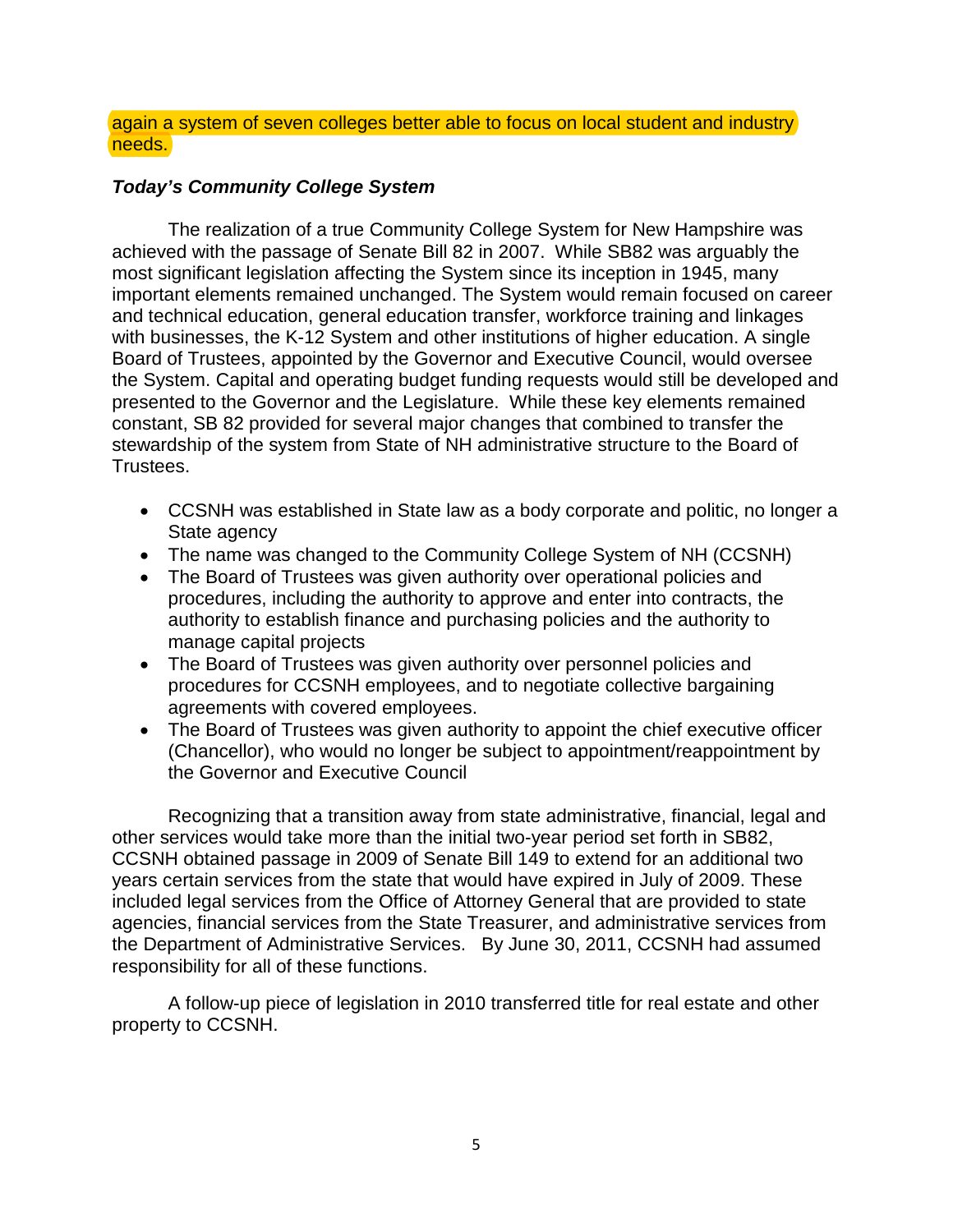again a system of seven colleges better able to focus on local student and industry needs.

***Today's Community College System***

The realization of a true Community College System for New Hampshire was achieved with the passage of Senate Bill 82 in 2007. While SB82 was arguably the most significant legislation affecting the System since its inception in 1945, many important elements remained unchanged. The System would remain focused on career and technical education, general education transfer, workforce training and linkages with businesses, the K-12 System and other institutions of higher education. A single Board of Trustees, appointed by the Governor and Executive Council, would oversee the System. Capital and operating budget funding requests would still be developed and presented to the Governor and the Legislature. While these key elements remained constant, SB 82 provided for several major changes that combined to transfer the stewardship of the system from State of NH administrative structure to the Board of Trustees.

- CCSNH was established in State law as a body corporate and politic, no longer a State agency
- The name was changed to the Community College System of NH (CCSNH)
- The Board of Trustees was given authority over operational policies and procedures, including the authority to approve and enter into contracts, the authority to establish finance and purchasing policies and the authority to manage capital projects
- The Board of Trustees was given authority over personnel policies and procedures for CCSNH employees, and to negotiate collective bargaining agreements with covered employees.
- The Board of Trustees was given authority to appoint the chief executive officer (Chancellor), who would no longer be subject to appointment/reappointment by the Governor and Executive Council

Recognizing that a transition away from state administrative, financial, legal and other services would take more than the initial two-year period set forth in SB82, CCSNH obtained passage in 2009 of Senate Bill 149 to extend for an additional two years certain services from the state that would have expired in July of 2009. These included legal services from the Office of Attorney General that are provided to state agencies, financial services from the State Treasurer, and administrative services from the Department of Administrative Services. By June 30, 2011, CCSNH had assumed responsibility for all of these functions.

A follow-up piece of legislation in 2010 transferred title for real estate and other property to CCSNH.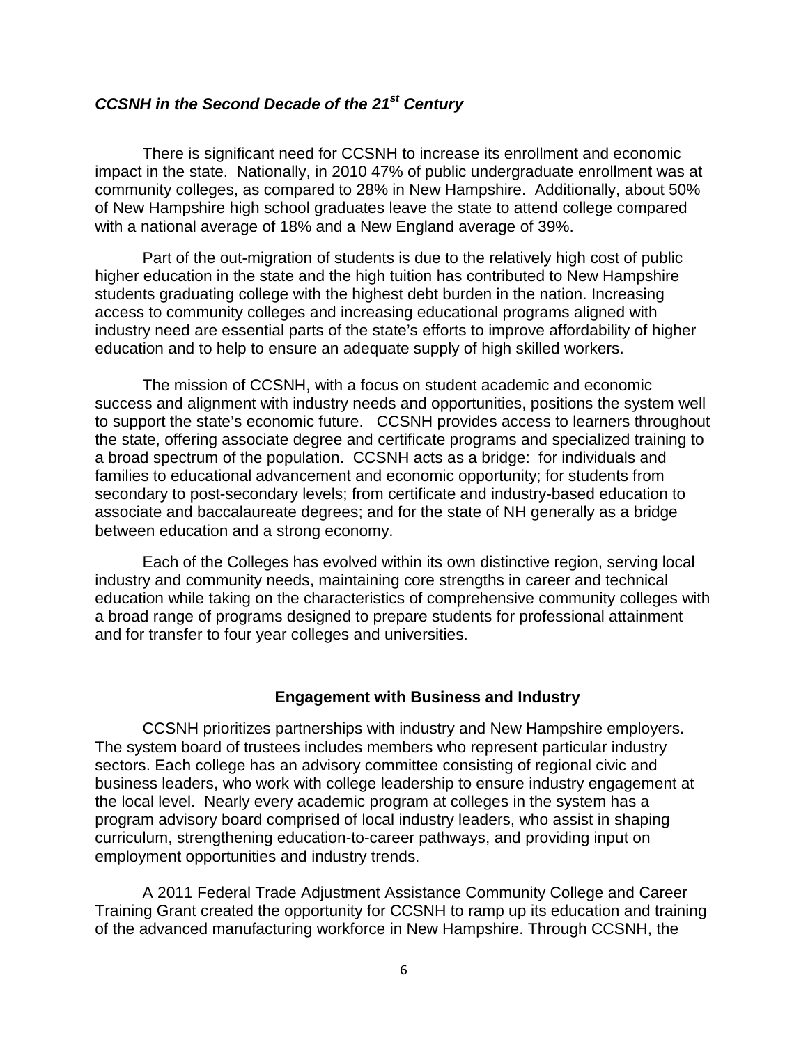### ***CCSNH in the Second Decade of the 21st Century***

There is significant need for CCSNH to increase its enrollment and economic impact in the state. Nationally, in 2010 47% of public undergraduate enrollment was at community colleges, as compared to 28% in New Hampshire. Additionally, about 50% of New Hampshire high school graduates leave the state to attend college compared with a national average of 18% and a New England average of 39%.

Part of the out-migration of students is due to the relatively high cost of public higher education in the state and the high tuition has contributed to New Hampshire students graduating college with the highest debt burden in the nation. Increasing access to community colleges and increasing educational programs aligned with industry need are essential parts of the state's efforts to improve affordability of higher education and to help to ensure an adequate supply of high skilled workers.

The mission of CCSNH, with a focus on student academic and economic success and alignment with industry needs and opportunities, positions the system well to support the state's economic future. CCSNH provides access to learners throughout the state, offering associate degree and certificate programs and specialized training to a broad spectrum of the population. CCSNH acts as a bridge: for individuals and families to educational advancement and economic opportunity; for students from secondary to post-secondary levels; from certificate and industry-based education to associate and baccalaureate degrees; and for the state of NH generally as a bridge between education and a strong economy.

Each of the Colleges has evolved within its own distinctive region, serving local industry and community needs, maintaining core strengths in career and technical education while taking on the characteristics of comprehensive community colleges with a broad range of programs designed to prepare students for professional attainment and for transfer to four year colleges and universities.

#### **Engagement with Business and Industry**

CCSNH prioritizes partnerships with industry and New Hampshire employers. The system board of trustees includes members who represent particular industry sectors. Each college has an advisory committee consisting of regional civic and business leaders, who work with college leadership to ensure industry engagement at the local level. Nearly every academic program at colleges in the system has a program advisory board comprised of local industry leaders, who assist in shaping curriculum, strengthening education-to-career pathways, and providing input on employment opportunities and industry trends.

A 2011 Federal Trade Adjustment Assistance Community College and Career Training Grant created the opportunity for CCSNH to ramp up its education and training of the advanced manufacturing workforce in New Hampshire. Through CCSNH, the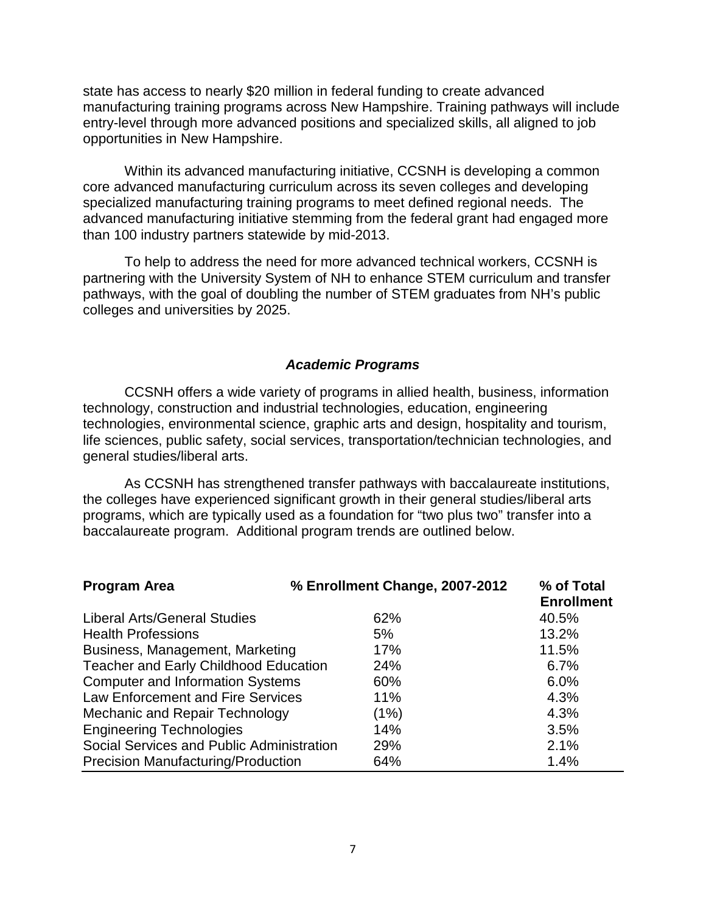state has access to nearly $20 million in federal funding to create advanced manufacturing training programs across New Hampshire. Training pathways will include entry-level through more advanced positions and specialized skills, all aligned to job opportunities in New Hampshire.

Within its advanced manufacturing initiative, CCSNH is developing a common core advanced manufacturing curriculum across its seven colleges and developing specialized manufacturing training programs to meet defined regional needs. The advanced manufacturing initiative stemming from the federal grant had engaged more than 100 industry partners statewide by mid-2013.

To help to address the need for more advanced technical workers, CCSNH is partnering with the University System of NH to enhance STEM curriculum and transfer pathways, with the goal of doubling the number of STEM graduates from NH's public colleges and universities by 2025.

### ***Academic Programs***

CCSNH offers a wide variety of programs in allied health, business, information technology, construction and industrial technologies, education, engineering technologies, environmental science, graphic arts and design, hospitality and tourism, life sciences, public safety, social services, transportation/technician technologies, and general studies/liberal arts.

As CCSNH has strengthened transfer pathways with baccalaureate institutions, the colleges have experienced significant growth in their general studies/liberal arts programs, which are typically used as a foundation for "two plus two" transfer into a baccalaureate program. Additional program trends are outlined below.

| Program Area | % Enrollment Change, 2007-2012 | % of Total Enrollment |
|---|---|---|
| Liberal Arts/General Studies | 62% | 40.5% |
| Health Professions | 5% | 13.2% |
| Business, Management, Marketing | 17% | 11.5% |
| Teacher and Early Childhood Education | 24% | 6.7% |
| Computer and Information Systems | 60% | 6.0% |
| Law Enforcement and Fire Services | 11% | 4.3% |
| Mechanic and Repair Technology | (1%) | 4.3% |
| Engineering Technologies | 14% | 3.5% |
| Social Services and Public Administration | 29% | 2.1% |
| Precision Manufacturing/Production | 64% | 1.4% |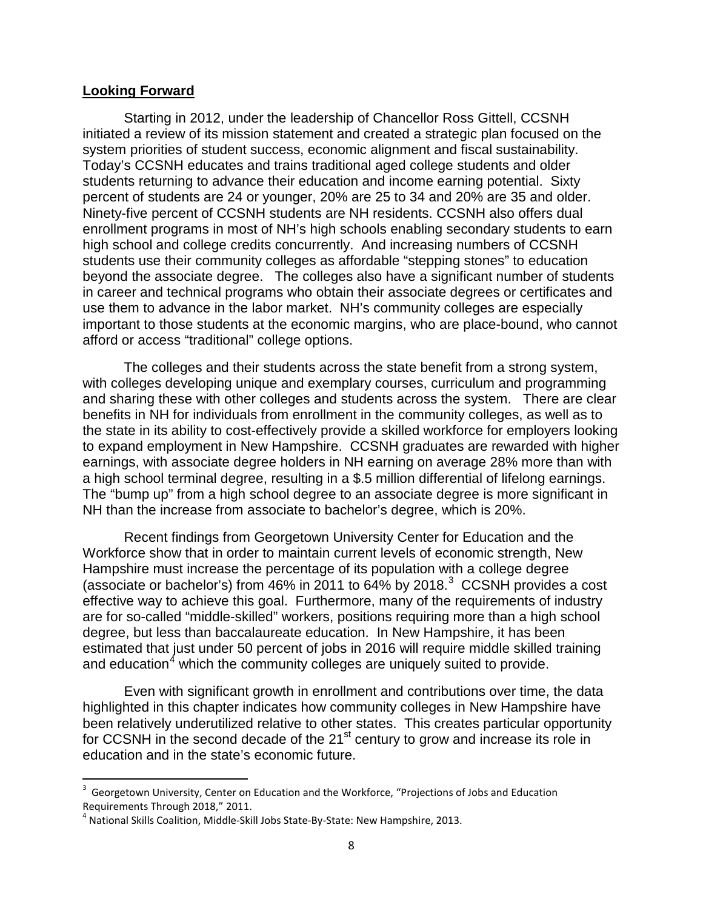## Looking Forward

Starting in 2012, under the leadership of Chancellor Ross Gittell, CCSNH initiated a review of its mission statement and created a strategic plan focused on the system priorities of student success, economic alignment and fiscal sustainability. Today's CCSNH educates and trains traditional aged college students and older students returning to advance their education and income earning potential. Sixty percent of students are 24 or younger, 20% are 25 to 34 and 20% are 35 and older. Ninety-five percent of CCSNH students are NH residents. CCSNH also offers dual enrollment programs in most of NH's high schools enabling secondary students to earn high school and college credits concurrently. And increasing numbers of CCSNH students use their community colleges as affordable "stepping stones" to education beyond the associate degree. The colleges also have a significant number of students in career and technical programs who obtain their associate degrees or certificates and use them to advance in the labor market. NH's community colleges are especially important to those students at the economic margins, who are place-bound, who cannot afford or access "traditional" college options.

The colleges and their students across the state benefit from a strong system, with colleges developing unique and exemplary courses, curriculum and programming and sharing these with other colleges and students across the system. There are clear benefits in NH for individuals from enrollment in the community colleges, as well as to the state in its ability to cost-effectively provide a skilled workforce for employers looking to expand employment in New Hampshire. CCSNH graduates are rewarded with higher earnings, with associate degree holders in NH earning on average 28% more than with a high school terminal degree, resulting in a $.5 million differential of lifelong earnings. The "bump up" from a high school degree to an associate degree is more significant in NH than the increase from associate to bachelor's degree, which is 20%.

Recent findings from Georgetown University Center for Education and the Workforce show that in order to maintain current levels of economic strength, New Hampshire must increase the percentage of its population with a college degree (associate or bachelor's) from 46% in 2011 to 64% by 2018.[3] CCSNH provides a cost effective way to achieve this goal. Furthermore, many of the requirements of industry are for so-called "middle-skilled" workers, positions requiring more than a high school degree, but less than baccalaureate education. In New Hampshire, it has been estimated that just under 50 percent of jobs in 2016 will require middle skilled training and education[4] which the community colleges are uniquely suited to provide.

Even with significant growth in enrollment and contributions over time, the data highlighted in this chapter indicates how community colleges in New Hampshire have been relatively underutilized relative to other states. This creates particular opportunity for CCSNH in the second decade of the 21st century to grow and increase its role in education and in the state's economic future.

---

[3] Georgetown University, Center on Education and the Workforce, "Projections of Jobs and Education Requirements Through 2018," 2011.

[4] National Skills Coalition, Middle-Skill Jobs State-By-State: New Hampshire, 2013.